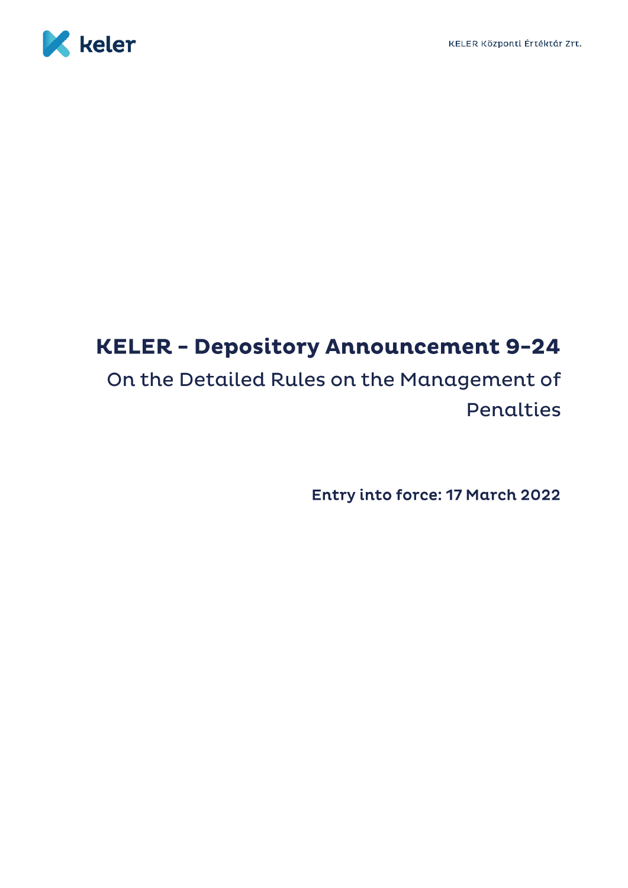# KELER - Depository Announcement 9-24

## On the Detailed Rules on the Management of Penalties

**Entry into force: 17 March 2022**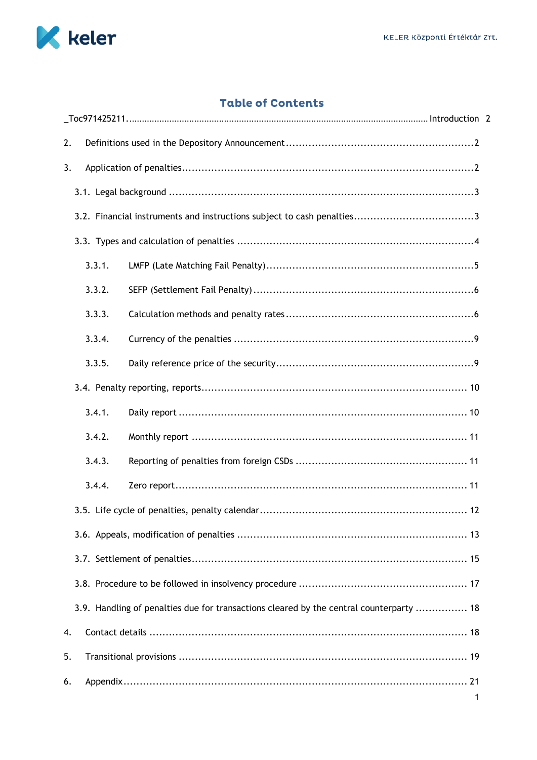## Table of Contents

_Toc971425211.......................................................................................................................... Introduction 2

2. Definitions used in the Depository Announcement ........................................................ 2

3. Application of penalties ........................................................................................ 2

3.1. Legal background ............................................................................................ 3

3.2. Financial instruments and instructions subject to cash penalties .................................... 3

3.3. Types and calculation of penalties ....................................................................... 4

3.3.1. LMFP (Late Matching Fail Penalty) ..................................................................... 5

3.3.2. SEFP (Settlement Fail Penalty) ......................................................................... 6

3.3.3. Calculation methods and penalty rates ................................................................ 6

3.3.4. Currency of the penalties ................................................................................ 9

3.3.5. Daily reference price of the security ................................................................... 9

3.4. Penalty reporting, reports ................................................................................ 10

3.4.1. Daily report ................................................................................................ 10

3.4.2. Monthly report ............................................................................................ 11

3.4.3. Reporting of penalties from foreign CSDs ........................................................... 11

3.4.4. Zero report ................................................................................................. 11

3.5. Life cycle of penalties, penalty calendar ................................................................ 12

3.6. Appeals, modification of penalties ...................................................................... 13

3.7. Settlement of penalties ..................................................................................... 15

3.8. Procedure to be followed in insolvency procedure .................................................. 17

3.9. Handling of penalties due for transactions cleared by the central counterparty ................ 18

4. Contact details ................................................................................................... 18

5. Transitional provisions .......................................................................................... 19

6. Appendix .......................................................................................................... 21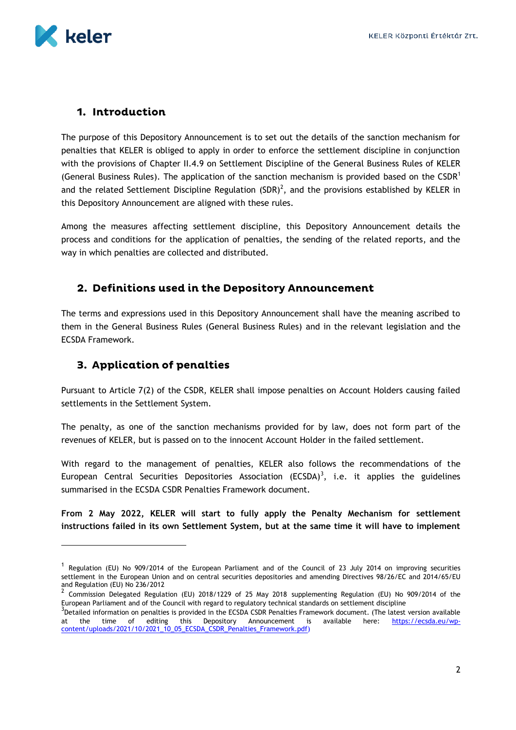## 1. Introduction

The purpose of this Depository Announcement is to set out the details of the sanction mechanism for penalties that KELER is obliged to apply in order to enforce the settlement discipline in conjunction with the provisions of Chapter II.4.9 on Settlement Discipline of the General Business Rules of KELER (General Business Rules). The application of the sanction mechanism is provided based on the CSDR[1] and the related Settlement Discipline Regulation (SDR)[2], and the provisions established by KELER in this Depository Announcement are aligned with these rules.

Among the measures affecting settlement discipline, this Depository Announcement details the process and conditions for the application of penalties, the sending of the related reports, and the way in which penalties are collected and distributed.

## 2. Definitions used in the Depository Announcement

The terms and expressions used in this Depository Announcement shall have the meaning ascribed to them in the General Business Rules (General Business Rules) and in the relevant legislation and the ECSDA Framework.

## 3. Application of penalties

Pursuant to Article 7(2) of the CSDR, KELER shall impose penalties on Account Holders causing failed settlements in the Settlement System.

The penalty, as one of the sanction mechanisms provided for by law, does not form part of the revenues of KELER, but is passed on to the innocent Account Holder in the failed settlement.

With regard to the management of penalties, KELER also follows the recommendations of the European Central Securities Depositories Association (ECSDA)[3], i.e. it applies the guidelines summarised in the ECSDA CSDR Penalties Framework document.

**From 2 May 2022, KELER will start to fully apply the Penalty Mechanism for settlement instructions failed in its own Settlement System, but at the same time it will have to implement**

---

[1] Regulation (EU) No 909/2014 of the European Parliament and of the Council of 23 July 2014 on improving securities settlement in the European Union and on central securities depositories and amending Directives 98/26/EC and 2014/65/EU and Regulation (EU) No 236/2012

[2] Commission Delegated Regulation (EU) 2018/1229 of 25 May 2018 supplementing Regulation (EU) No 909/2014 of the European Parliament and of the Council with regard to regulatory technical standards on settlement discipline

[3] Detailed information on penalties is provided in the ECSDA CSDR Penalties Framework document. (The latest version available at the time of editing this Depository Announcement is available here: https://ecsda.eu/wp-content/uploads/2021/10/2021_10_05_ECSDA_CSDR_Penalties_Framework.pdf)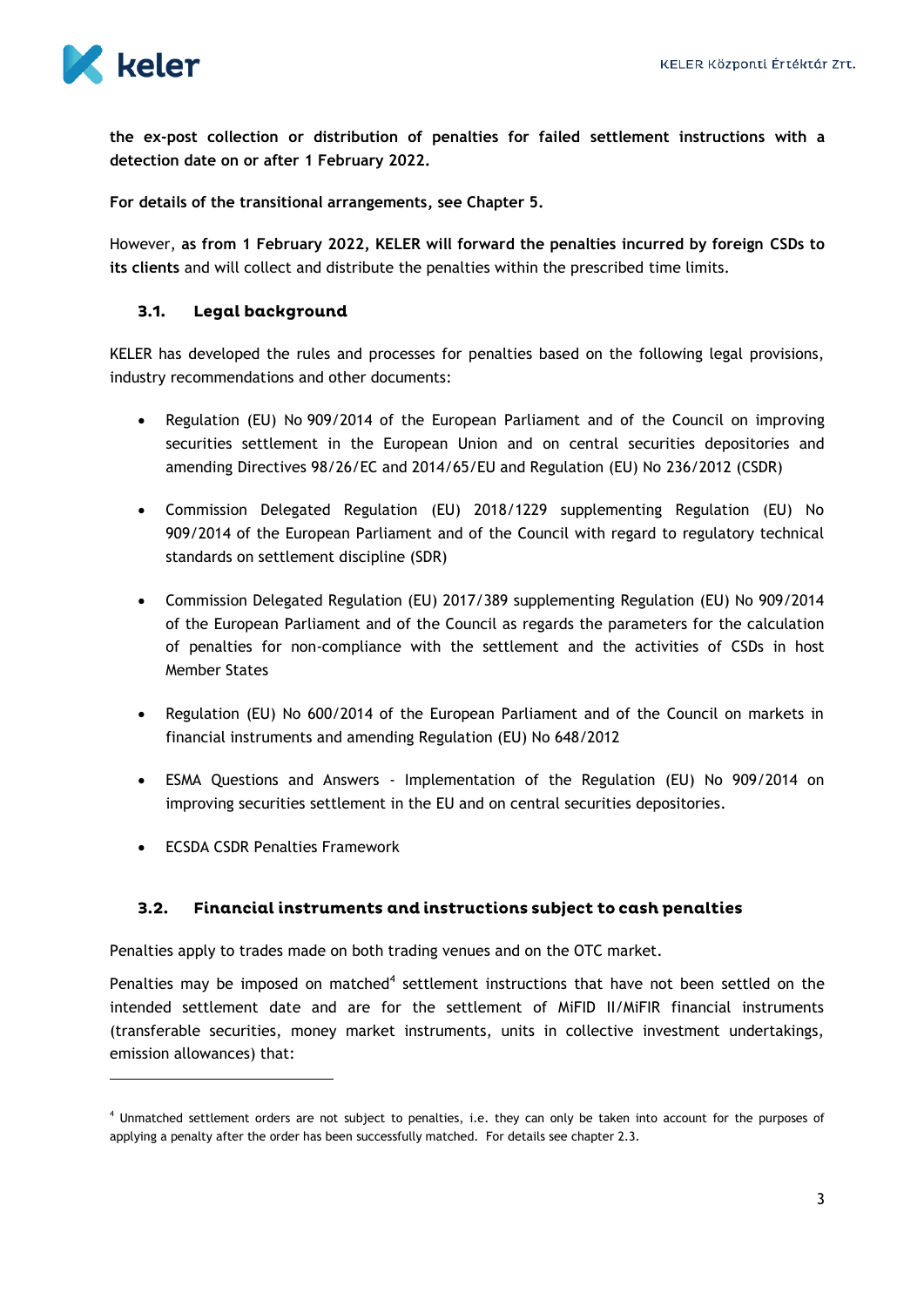**the ex-post collection or distribution of penalties for failed settlement instructions with a detection date on or after 1 February 2022.**

**For details of the transitional arrangements, see Chapter 5.**

However, **as from 1 February 2022, KELER will forward the penalties incurred by foreign CSDs to its clients** and will collect and distribute the penalties within the prescribed time limits.

### 3.1. Legal background

KELER has developed the rules and processes for penalties based on the following legal provisions, industry recommendations and other documents:

- Regulation (EU) No 909/2014 of the European Parliament and of the Council on improving securities settlement in the European Union and on central securities depositories and amending Directives 98/26/EC and 2014/65/EU and Regulation (EU) No 236/2012 (CSDR)
- Commission Delegated Regulation (EU) 2018/1229 supplementing Regulation (EU) No 909/2014 of the European Parliament and of the Council with regard to regulatory technical standards on settlement discipline (SDR)
- Commission Delegated Regulation (EU) 2017/389 supplementing Regulation (EU) No 909/2014 of the European Parliament and of the Council as regards the parameters for the calculation of penalties for non-compliance with the settlement and the activities of CSDs in host Member States
- Regulation (EU) No 600/2014 of the European Parliament and of the Council on markets in financial instruments and amending Regulation (EU) No 648/2012
- ESMA Questions and Answers - Implementation of the Regulation (EU) No 909/2014 on improving securities settlement in the EU and on central securities depositories.
- ECSDA CSDR Penalties Framework

### 3.2. Financial instruments and instructions subject to cash penalties

Penalties apply to trades made on both trading venues and on the OTC market.

Penalties may be imposed on matched[4] settlement instructions that have not been settled on the intended settlement date and are for the settlement of MiFID II/MiFIR financial instruments (transferable securities, money market instruments, units in collective investment undertakings, emission allowances) that:

[4] Unmatched settlement orders are not subject to penalties, i.e. they can only be taken into account for the purposes of applying a penalty after the order has been successfully matched. For details see chapter 2.3.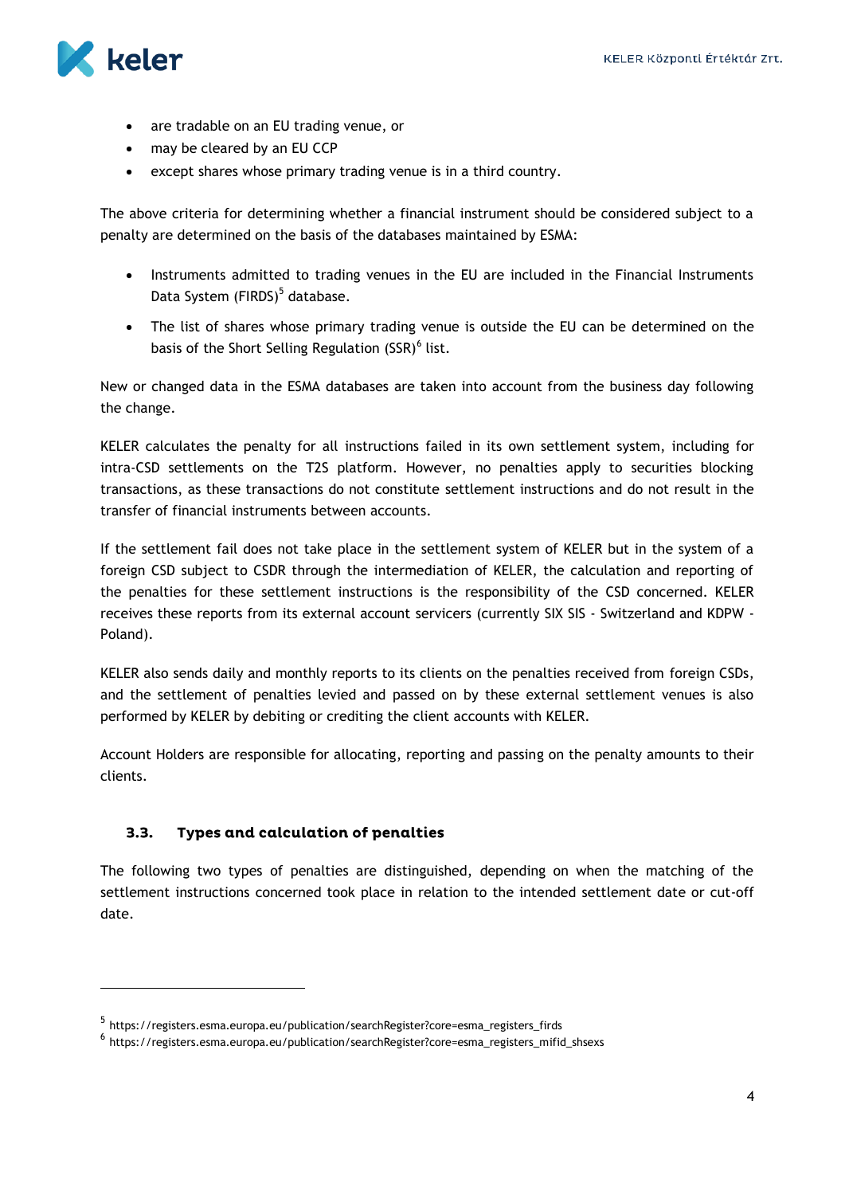- are tradable on an EU trading venue, or
- may be cleared by an EU CCP
- except shares whose primary trading venue is in a third country.

The above criteria for determining whether a financial instrument should be considered subject to a penalty are determined on the basis of the databases maintained by ESMA:

- Instruments admitted to trading venues in the EU are included in the Financial Instruments Data System (FIRDS)[5] database.
- The list of shares whose primary trading venue is outside the EU can be determined on the basis of the Short Selling Regulation (SSR)[6] list.

New or changed data in the ESMA databases are taken into account from the business day following the change.

KELER calculates the penalty for all instructions failed in its own settlement system, including for intra-CSD settlements on the T2S platform. However, no penalties apply to securities blocking transactions, as these transactions do not constitute settlement instructions and do not result in the transfer of financial instruments between accounts.

If the settlement fail does not take place in the settlement system of KELER but in the system of a foreign CSD subject to CSDR through the intermediation of KELER, the calculation and reporting of the penalties for these settlement instructions is the responsibility of the CSD concerned. KELER receives these reports from its external account servicers (currently SIX SIS - Switzerland and KDPW - Poland).

KELER also sends daily and monthly reports to its clients on the penalties received from foreign CSDs, and the settlement of penalties levied and passed on by these external settlement venues is also performed by KELER by debiting or crediting the client accounts with KELER.

Account Holders are responsible for allocating, reporting and passing on the penalty amounts to their clients.

### 3.3. Types and calculation of penalties

The following two types of penalties are distinguished, depending on when the matching of the settlement instructions concerned took place in relation to the intended settlement date or cut-off date.

---

[5] https://registers.esma.europa.eu/publication/searchRegister?core=esma_registers_firds

[6] https://registers.esma.europa.eu/publication/searchRegister?core=esma_registers_mifid_shsexs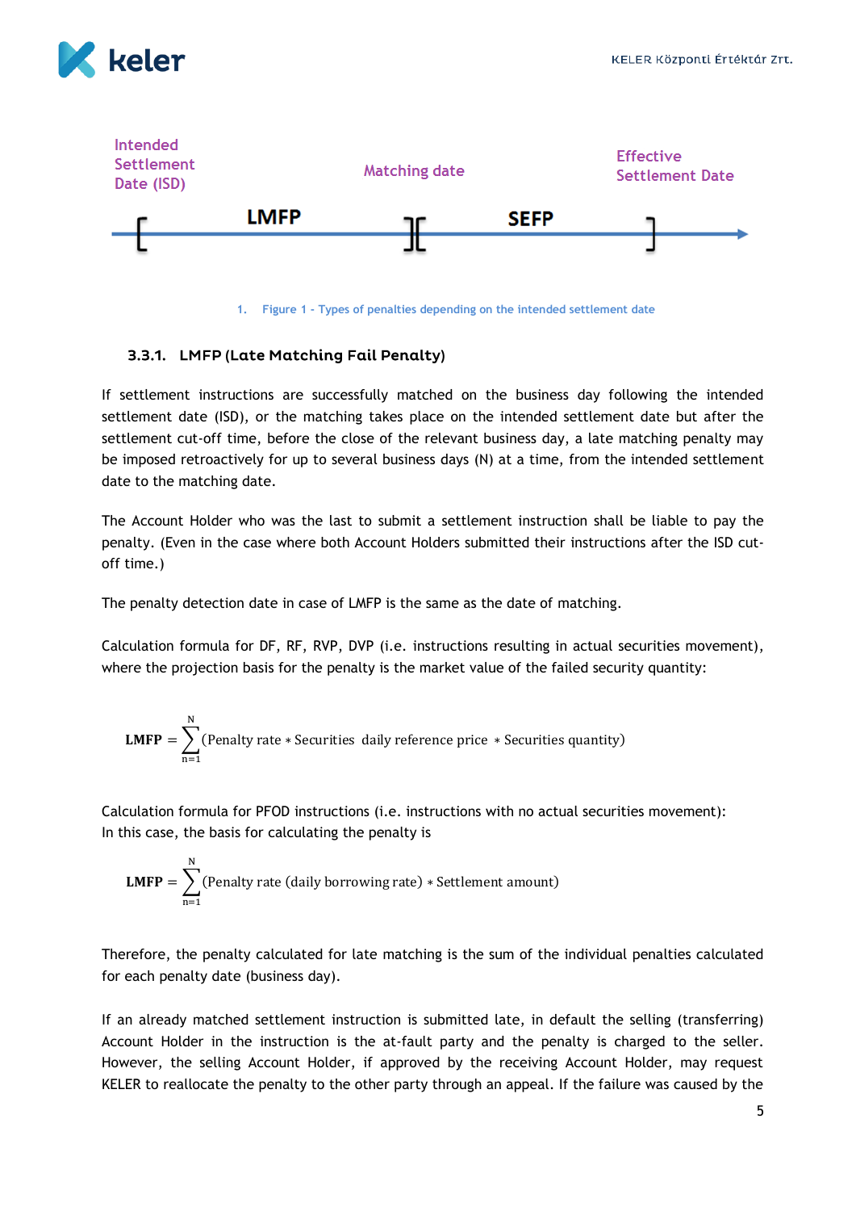Intended Settlement Date (ISD) — LMFP — Matching date — SEFP — Effective Settlement Date

1. Figure 1 - Types of penalties depending on the intended settlement date

### 3.3.1. LMFP (Late Matching Fail Penalty)

If settlement instructions are successfully matched on the business day following the intended settlement date (ISD), or the matching takes place on the intended settlement date but after the settlement cut-off time, before the close of the relevant business day, a late matching penalty may be imposed retroactively for up to several business days (N) at a time, from the intended settlement date to the matching date.

The Account Holder who was the last to submit a settlement instruction shall be liable to pay the penalty. (Even in the case where both Account Holders submitted their instructions after the ISD cut-off time.)

The penalty detection date in case of LMFP is the same as the date of matching.

Calculation formula for DF, RF, RVP, DVP (i.e. instructions resulting in actual securities movement), where the projection basis for the penalty is the market value of the failed security quantity:

$$\mathbf{LMFP} = \sum_{n=1}^{N} (\text{Penalty rate} * \text{Securities daily reference price} * \text{Securities quantity})$$

Calculation formula for PFOD instructions (i.e. instructions with no actual securities movement):
In this case, the basis for calculating the penalty is

$$\mathbf{LMFP} = \sum_{n=1}^{N} (\text{Penalty rate (daily borrowing rate)} * \text{Settlement amount})$$

Therefore, the penalty calculated for late matching is the sum of the individual penalties calculated for each penalty date (business day).

If an already matched settlement instruction is submitted late, in default the selling (transferring) Account Holder in the instruction is the at-fault party and the penalty is charged to the seller. However, the selling Account Holder, if approved by the receiving Account Holder, may request KELER to reallocate the penalty to the other party through an appeal. If the failure was caused by the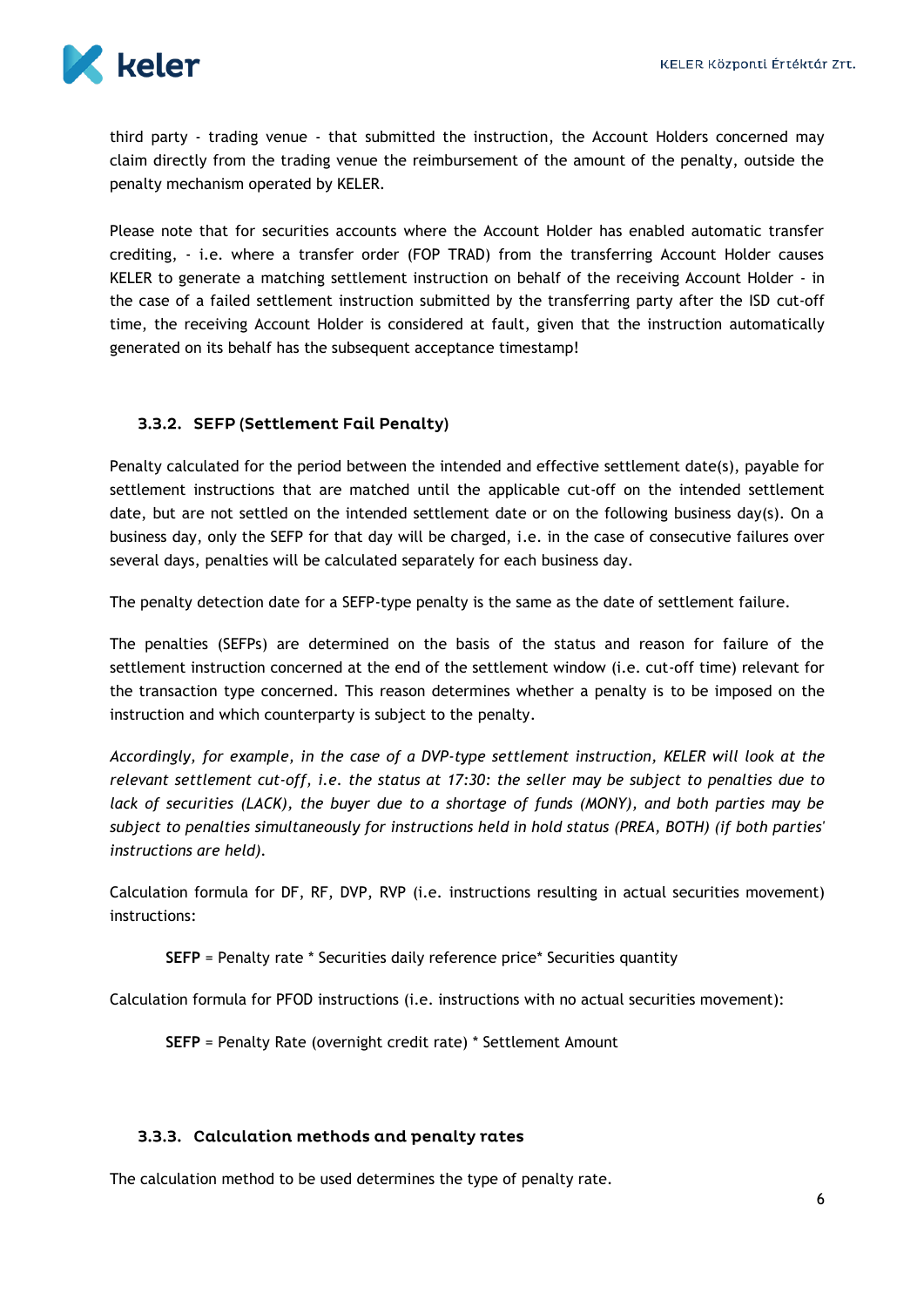third party - trading venue - that submitted the instruction, the Account Holders concerned may claim directly from the trading venue the reimbursement of the amount of the penalty, outside the penalty mechanism operated by KELER.

Please note that for securities accounts where the Account Holder has enabled automatic transfer crediting, - i.e. where a transfer order (FOP TRAD) from the transferring Account Holder causes KELER to generate a matching settlement instruction on behalf of the receiving Account Holder - in the case of a failed settlement instruction submitted by the transferring party after the ISD cut-off time, the receiving Account Holder is considered at fault, given that the instruction automatically generated on its behalf has the subsequent acceptance timestamp!

### 3.3.2. SEFP (Settlement Fail Penalty)

Penalty calculated for the period between the intended and effective settlement date(s), payable for settlement instructions that are matched until the applicable cut-off on the intended settlement date, but are not settled on the intended settlement date or on the following business day(s). On a business day, only the SEFP for that day will be charged, i.e. in the case of consecutive failures over several days, penalties will be calculated separately for each business day.

The penalty detection date for a SEFP-type penalty is the same as the date of settlement failure.

The penalties (SEFPs) are determined on the basis of the status and reason for failure of the settlement instruction concerned at the end of the settlement window (i.e. cut-off time) relevant for the transaction type concerned. This reason determines whether a penalty is to be imposed on the instruction and which counterparty is subject to the penalty.

*Accordingly, for example, in the case of a DVP-type settlement instruction, KELER will look at the relevant settlement cut-off, i.e. the status at 17:30: the seller may be subject to penalties due to lack of securities (LACK), the buyer due to a shortage of funds (MONY), and both parties may be subject to penalties simultaneously for instructions held in hold status (PREA, BOTH) (if both parties' instructions are held).*

Calculation formula for DF, RF, DVP, RVP (i.e. instructions resulting in actual securities movement) instructions:

> **SEFP** = Penalty rate * Securities daily reference price* Securities quantity

Calculation formula for PFOD instructions (i.e. instructions with no actual securities movement):

> **SEFP** = Penalty Rate (overnight credit rate) * Settlement Amount

### 3.3.3. Calculation methods and penalty rates

The calculation method to be used determines the type of penalty rate.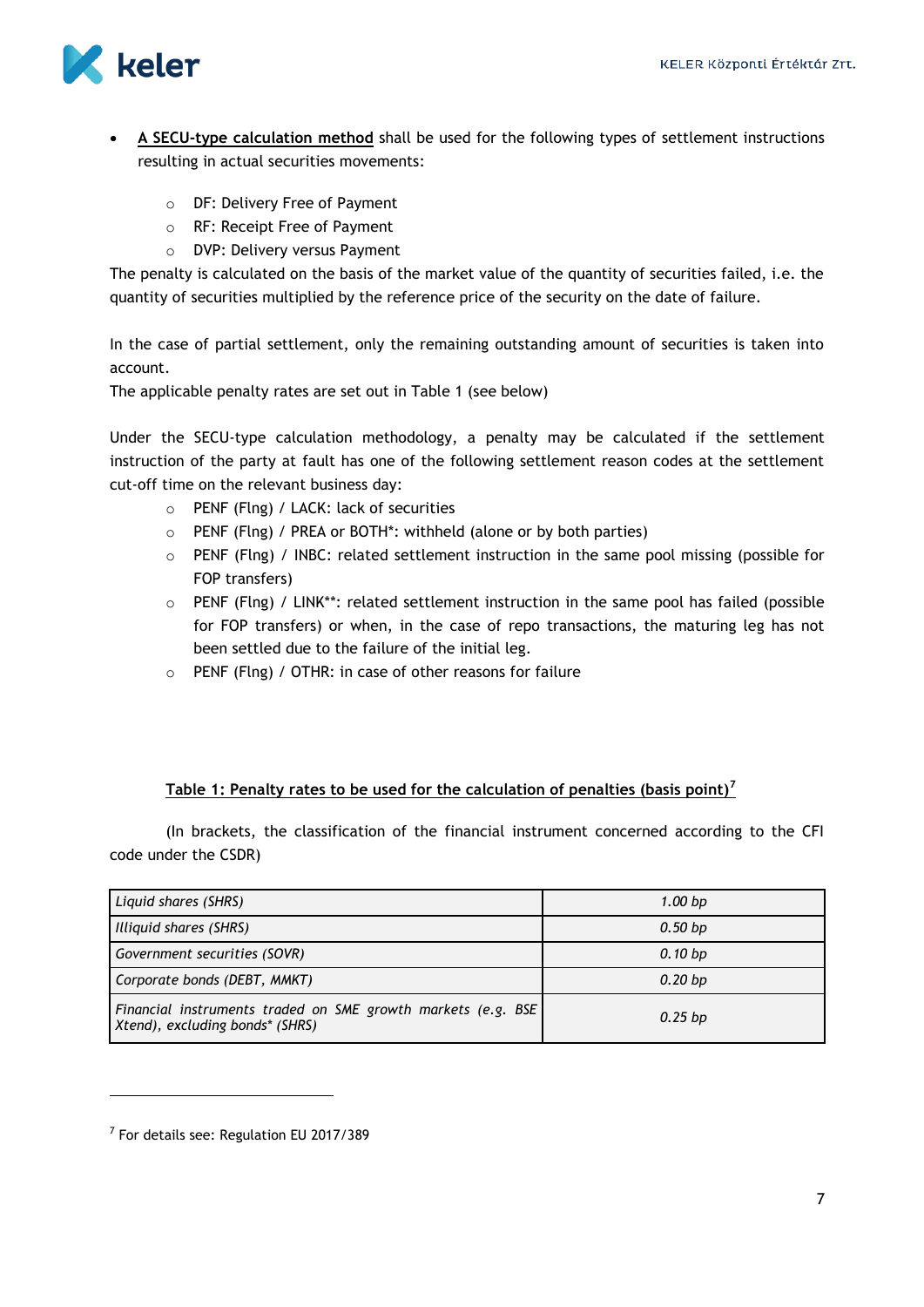- **<u>A SECU-type calculation method</u>** shall be used for the following types of settlement instructions resulting in actual securities movements:

  - DF: Delivery Free of Payment
  - RF: Receipt Free of Payment
  - DVP: Delivery versus Payment

The penalty is calculated on the basis of the market value of the quantity of securities failed, i.e. the quantity of securities multiplied by the reference price of the security on the date of failure.

In the case of partial settlement, only the remaining outstanding amount of securities is taken into account.
The applicable penalty rates are set out in Table 1 (see below)

Under the SECU-type calculation methodology, a penalty may be calculated if the settlement instruction of the party at fault has one of the following settlement reason codes at the settlement cut-off time on the relevant business day:

- PENF (Flng) / LACK: lack of securities
- PENF (Flng) / PREA or BOTH*: withheld (alone or by both parties)
- PENF (Flng) / INBC: related settlement instruction in the same pool missing (possible for FOP transfers)
- PENF (Flng) / LINK**: related settlement instruction in the same pool has failed (possible for FOP transfers) or when, in the case of repo transactions, the maturing leg has not been settled due to the failure of the initial leg.
- PENF (Flng) / OTHR: in case of other reasons for failure

**<u>Table 1: Penalty rates to be used for the calculation of penalties (basis point)[7]</u>**

(In brackets, the classification of the financial instrument concerned according to the CFI code under the CSDR)

| | |
|---|---|
| *Liquid shares (SHRS)* | *1.00 bp* |
| *Illiquid shares (SHRS)* | *0.50 bp* |
| *Government securities (SOVR)* | *0.10 bp* |
| *Corporate bonds (DEBT, MMKT)* | *0.20 bp* |
| *Financial instruments traded on SME growth markets (e.g. BSE Xtend), excluding bonds* (SHRS)* | *0.25 bp* |

[7] For details see: Regulation EU 2017/389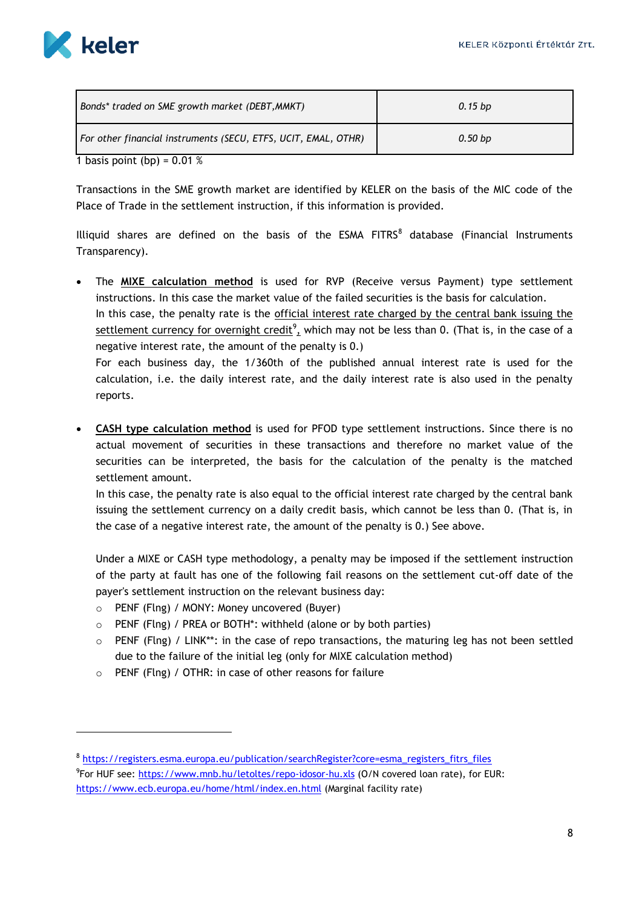| *Bonds\* traded on SME growth market (DEBT,MMKT)* | *0.15 bp* |
|---|---|
| *For other financial instruments (SECU, ETFS, UCIT, EMAL, OTHR)* | *0.50 bp* |

1 basis point (bp) = 0.01 %

Transactions in the SME growth market are identified by KELER on the basis of the MIC code of the Place of Trade in the settlement instruction, if this information is provided.

Illiquid shares are defined on the basis of the ESMA FITRS[8] database (Financial Instruments Transparency).

- The **<u>MIXE calculation method</u>** is used for RVP (Receive versus Payment) type settlement instructions. In this case the market value of the failed securities is the basis for calculation.
  In this case, the penalty rate is the <u>official interest rate charged by the central bank issuing the settlement currency for overnight credit</u>[9], which may not be less than 0. (That is, in the case of a negative interest rate, the amount of the penalty is 0.)
  For each business day, the 1/360th of the published annual interest rate is used for the calculation, i.e. the daily interest rate, and the daily interest rate is also used in the penalty reports.

- **<u>CASH type calculation method</u>** is used for PFOD type settlement instructions. Since there is no actual movement of securities in these transactions and therefore no market value of the securities can be interpreted, the basis for the calculation of the penalty is the matched settlement amount.
  In this case, the penalty rate is also equal to the official interest rate charged by the central bank issuing the settlement currency on a daily credit basis, which cannot be less than 0. (That is, in the case of a negative interest rate, the amount of the penalty is 0.) See above.

  Under a MIXE or CASH type methodology, a penalty may be imposed if the settlement instruction of the party at fault has one of the following fail reasons on the settlement cut-off date of the payer's settlement instruction on the relevant business day:
  - PENF (Flng) / MONY: Money uncovered (Buyer)
  - PENF (Flng) / PREA or BOTH*: withheld (alone or by both parties)
  - PENF (Flng) / LINK**: in the case of repo transactions, the maturing leg has not been settled due to the failure of the initial leg (only for MIXE calculation method)
  - PENF (Flng) / OTHR: in case of other reasons for failure

---

[8] https://registers.esma.europa.eu/publication/searchRegister?core=esma_registers_fitrs_files

[9] For HUF see: https://www.mnb.hu/letoltes/repo-idosor-hu.xls (O/N covered loan rate), for EUR: https://www.ecb.europa.eu/home/html/index.en.html (Marginal facility rate)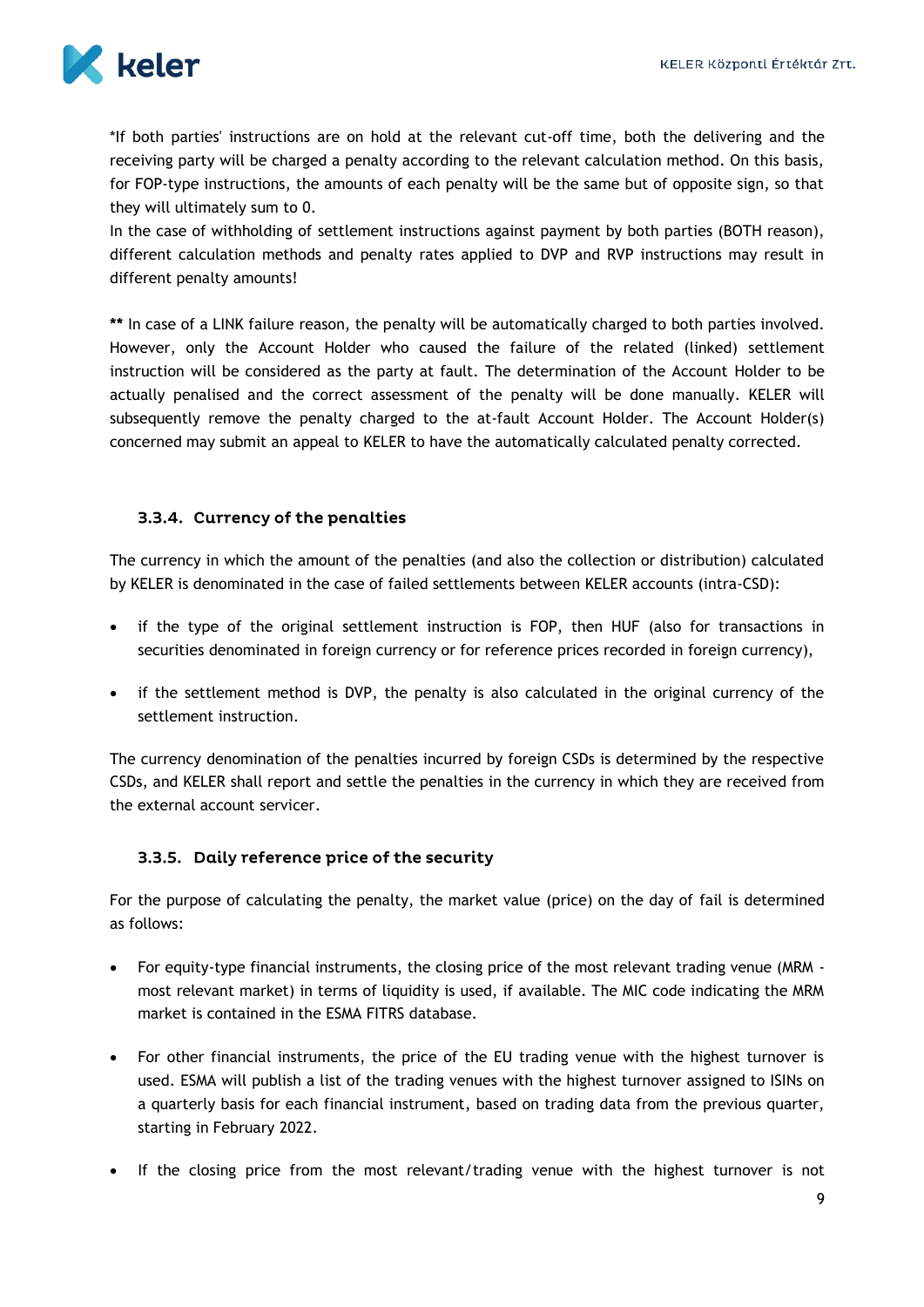*If both parties' instructions are on hold at the relevant cut-off time, both the delivering and the receiving party will be charged a penalty according to the relevant calculation method. On this basis, for FOP-type instructions, the amounts of each penalty will be the same but of opposite sign, so that they will ultimately sum to 0.
In the case of withholding of settlement instructions against payment by both parties (BOTH reason), different calculation methods and penalty rates applied to DVP and RVP instructions may result in different penalty amounts!

**\*\*** In case of a LINK failure reason, the penalty will be automatically charged to both parties involved. However, only the Account Holder who caused the failure of the related (linked) settlement instruction will be considered as the party at fault. The determination of the Account Holder to be actually penalised and the correct assessment of the penalty will be done manually. KELER will subsequently remove the penalty charged to the at-fault Account Holder. The Account Holder(s) concerned may submit an appeal to KELER to have the automatically calculated penalty corrected.

### 3.3.4. Currency of the penalties

The currency in which the amount of the penalties (and also the collection or distribution) calculated by KELER is denominated in the case of failed settlements between KELER accounts (intra-CSD):

- if the type of the original settlement instruction is FOP, then HUF (also for transactions in securities denominated in foreign currency or for reference prices recorded in foreign currency),
- if the settlement method is DVP, the penalty is also calculated in the original currency of the settlement instruction.

The currency denomination of the penalties incurred by foreign CSDs is determined by the respective CSDs, and KELER shall report and settle the penalties in the currency in which they are received from the external account servicer.

### 3.3.5. Daily reference price of the security

For the purpose of calculating the penalty, the market value (price) on the day of fail is determined as follows:

- For equity-type financial instruments, the closing price of the most relevant trading venue (MRM - most relevant market) in terms of liquidity is used, if available. The MIC code indicating the MRM market is contained in the ESMA FITRS database.
- For other financial instruments, the price of the EU trading venue with the highest turnover is used. ESMA will publish a list of the trading venues with the highest turnover assigned to ISINs on a quarterly basis for each financial instrument, based on trading data from the previous quarter, starting in February 2022.
- If the closing price from the most relevant/trading venue with the highest turnover is not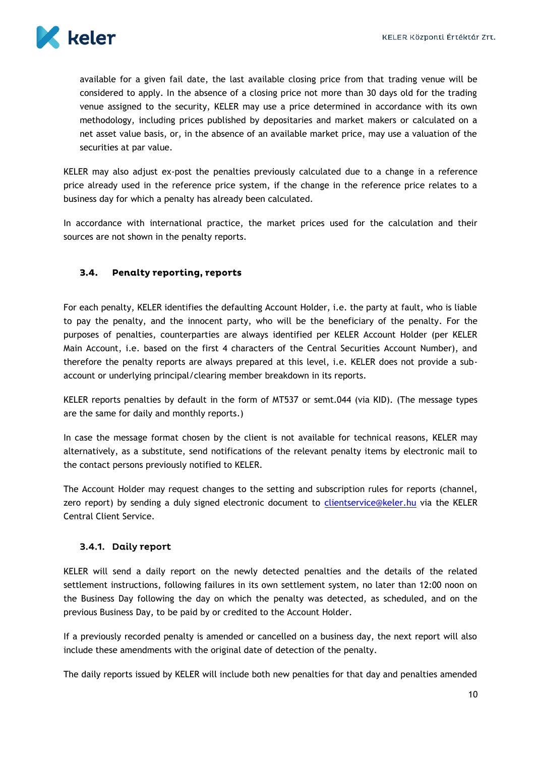available for a given fail date, the last available closing price from that trading venue will be considered to apply. In the absence of a closing price not more than 30 days old for the trading venue assigned to the security, KELER may use a price determined in accordance with its own methodology, including prices published by depositaries and market makers or calculated on a net asset value basis, or, in the absence of an available market price, may use a valuation of the securities at par value.

KELER may also adjust ex-post the penalties previously calculated due to a change in a reference price already used in the reference price system, if the change in the reference price relates to a business day for which a penalty has already been calculated.

In accordance with international practice, the market prices used for the calculation and their sources are not shown in the penalty reports.

## 3.4. Penalty reporting, reports

For each penalty, KELER identifies the defaulting Account Holder, i.e. the party at fault, who is liable to pay the penalty, and the innocent party, who will be the beneficiary of the penalty. For the purposes of penalties, counterparties are always identified per KELER Account Holder (per KELER Main Account, i.e. based on the first 4 characters of the Central Securities Account Number), and therefore the penalty reports are always prepared at this level, i.e. KELER does not provide a sub-account or underlying principal/clearing member breakdown in its reports.

KELER reports penalties by default in the form of MT537 or semt.044 (via KID). (The message types are the same for daily and monthly reports.)

In case the message format chosen by the client is not available for technical reasons, KELER may alternatively, as a substitute, send notifications of the relevant penalty items by electronic mail to the contact persons previously notified to KELER.

The Account Holder may request changes to the setting and subscription rules for reports (channel, zero report) by sending a duly signed electronic document to clientservice@keler.hu via the KELER Central Client Service.

### 3.4.1. Daily report

KELER will send a daily report on the newly detected penalties and the details of the related settlement instructions, following failures in its own settlement system, no later than 12:00 noon on the Business Day following the day on which the penalty was detected, as scheduled, and on the previous Business Day, to be paid by or credited to the Account Holder.

If a previously recorded penalty is amended or cancelled on a business day, the next report will also include these amendments with the original date of detection of the penalty.

The daily reports issued by KELER will include both new penalties for that day and penalties amended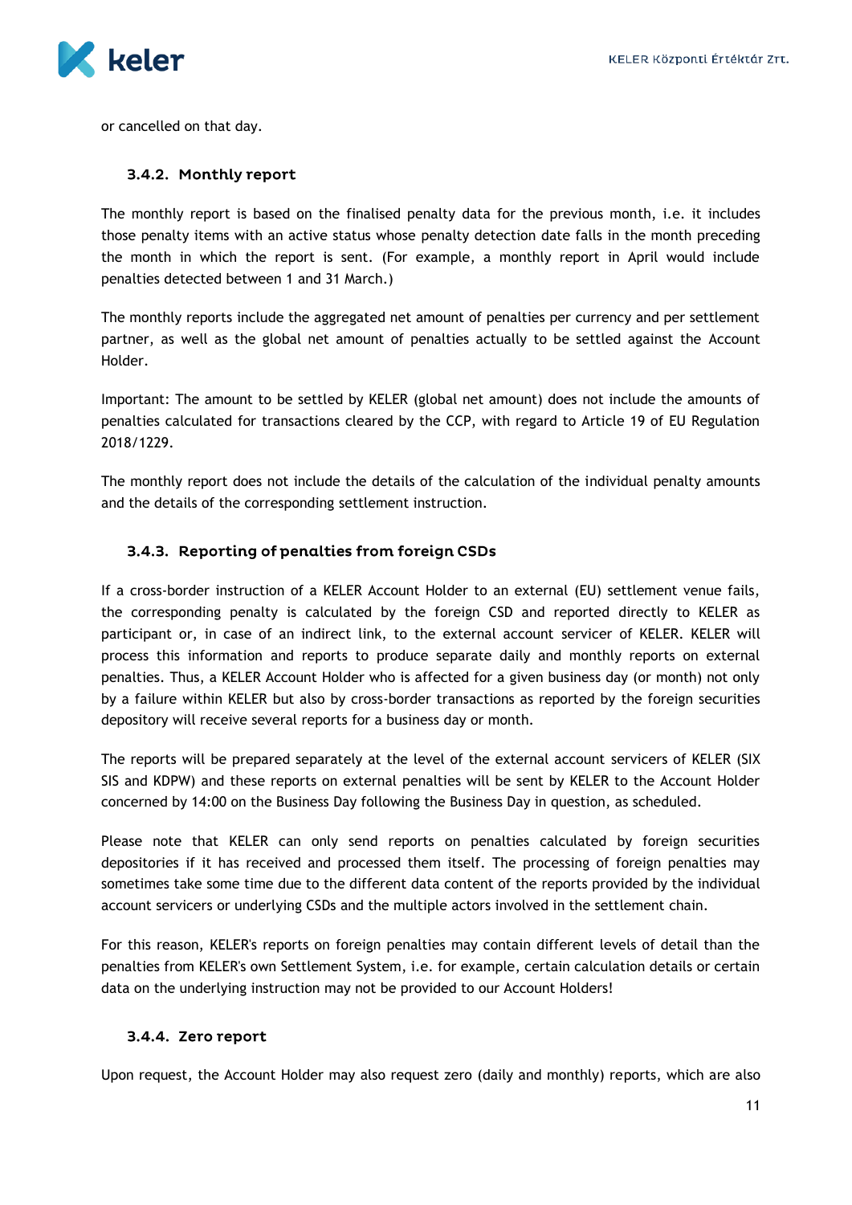or cancelled on that day.

### 3.4.2. Monthly report

The monthly report is based on the finalised penalty data for the previous month, i.e. it includes those penalty items with an active status whose penalty detection date falls in the month preceding the month in which the report is sent. (For example, a monthly report in April would include penalties detected between 1 and 31 March.)

The monthly reports include the aggregated net amount of penalties per currency and per settlement partner, as well as the global net amount of penalties actually to be settled against the Account Holder.

Important: The amount to be settled by KELER (global net amount) does not include the amounts of penalties calculated for transactions cleared by the CCP, with regard to Article 19 of EU Regulation 2018/1229.

The monthly report does not include the details of the calculation of the individual penalty amounts and the details of the corresponding settlement instruction.

### 3.4.3. Reporting of penalties from foreign CSDs

If a cross-border instruction of a KELER Account Holder to an external (EU) settlement venue fails, the corresponding penalty is calculated by the foreign CSD and reported directly to KELER as participant or, in case of an indirect link, to the external account servicer of KELER. KELER will process this information and reports to produce separate daily and monthly reports on external penalties. Thus, a KELER Account Holder who is affected for a given business day (or month) not only by a failure within KELER but also by cross-border transactions as reported by the foreign securities depository will receive several reports for a business day or month.

The reports will be prepared separately at the level of the external account servicers of KELER (SIX SIS and KDPW) and these reports on external penalties will be sent by KELER to the Account Holder concerned by 14:00 on the Business Day following the Business Day in question, as scheduled.

Please note that KELER can only send reports on penalties calculated by foreign securities depositories if it has received and processed them itself. The processing of foreign penalties may sometimes take some time due to the different data content of the reports provided by the individual account servicers or underlying CSDs and the multiple actors involved in the settlement chain.

For this reason, KELER's reports on foreign penalties may contain different levels of detail than the penalties from KELER's own Settlement System, i.e. for example, certain calculation details or certain data on the underlying instruction may not be provided to our Account Holders!

### 3.4.4. Zero report

Upon request, the Account Holder may also request zero (daily and monthly) reports, which are also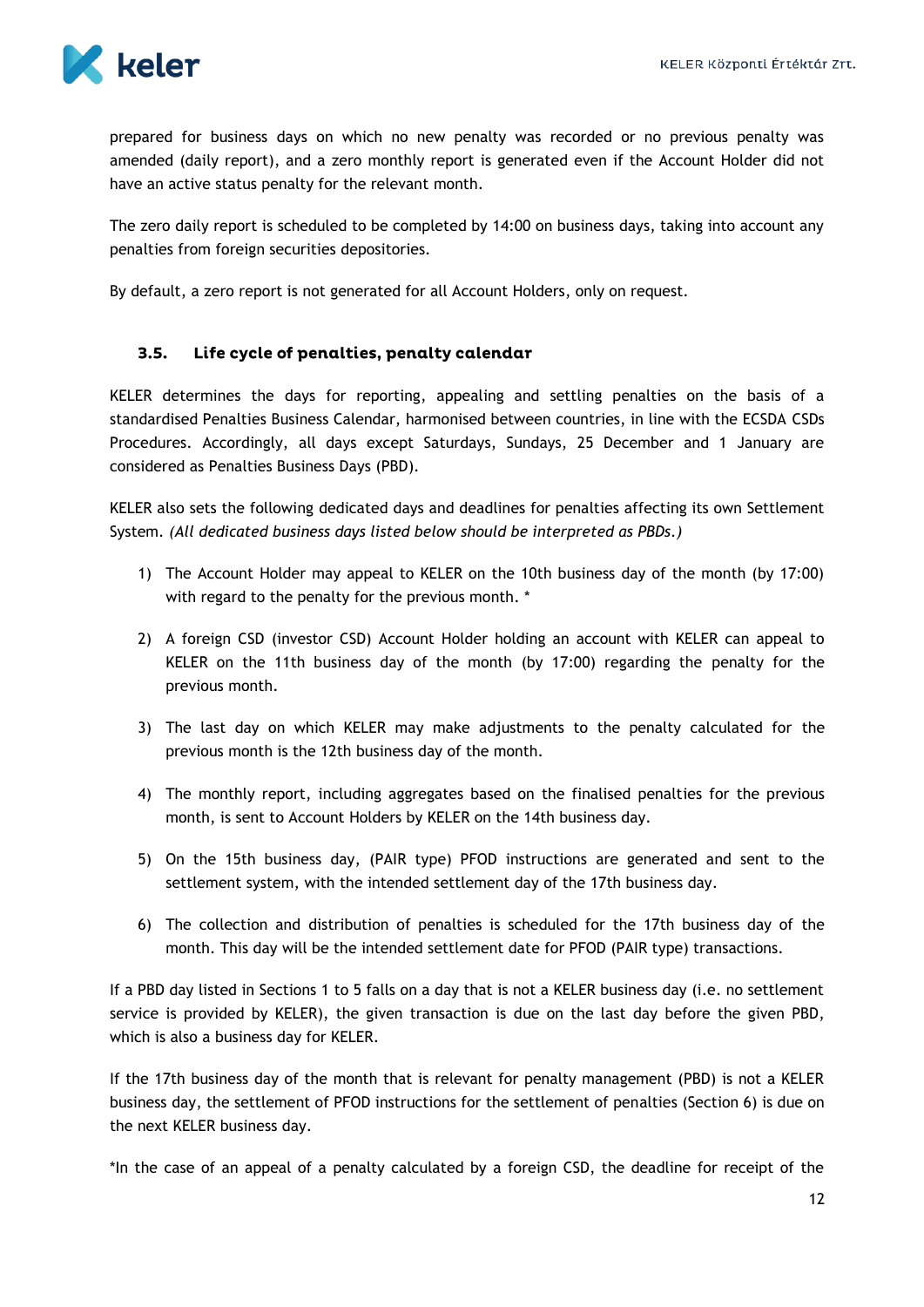prepared for business days on which no new penalty was recorded or no previous penalty was amended (daily report), and a zero monthly report is generated even if the Account Holder did not have an active status penalty for the relevant month.

The zero daily report is scheduled to be completed by 14:00 on business days, taking into account any penalties from foreign securities depositories.

By default, a zero report is not generated for all Account Holders, only on request.

### 3.5. Life cycle of penalties, penalty calendar

KELER determines the days for reporting, appealing and settling penalties on the basis of a standardised Penalties Business Calendar, harmonised between countries, in line with the ECSDA CSDs Procedures. Accordingly, all days except Saturdays, Sundays, 25 December and 1 January are considered as Penalties Business Days (PBD).

KELER also sets the following dedicated days and deadlines for penalties affecting its own Settlement System. *(All dedicated business days listed below should be interpreted as PBDs.)*

1) The Account Holder may appeal to KELER on the 10th business day of the month (by 17:00) with regard to the penalty for the previous month. *

2) A foreign CSD (investor CSD) Account Holder holding an account with KELER can appeal to KELER on the 11th business day of the month (by 17:00) regarding the penalty for the previous month.

3) The last day on which KELER may make adjustments to the penalty calculated for the previous month is the 12th business day of the month.

4) The monthly report, including aggregates based on the finalised penalties for the previous month, is sent to Account Holders by KELER on the 14th business day.

5) On the 15th business day, (PAIR type) PFOD instructions are generated and sent to the settlement system, with the intended settlement day of the 17th business day.

6) The collection and distribution of penalties is scheduled for the 17th business day of the month. This day will be the intended settlement date for PFOD (PAIR type) transactions.

If a PBD day listed in Sections 1 to 5 falls on a day that is not a KELER business day (i.e. no settlement service is provided by KELER), the given transaction is due on the last day before the given PBD, which is also a business day for KELER.

If the 17th business day of the month that is relevant for penalty management (PBD) is not a KELER business day, the settlement of PFOD instructions for the settlement of penalties (Section 6) is due on the next KELER business day.

*In the case of an appeal of a penalty calculated by a foreign CSD, the deadline for receipt of the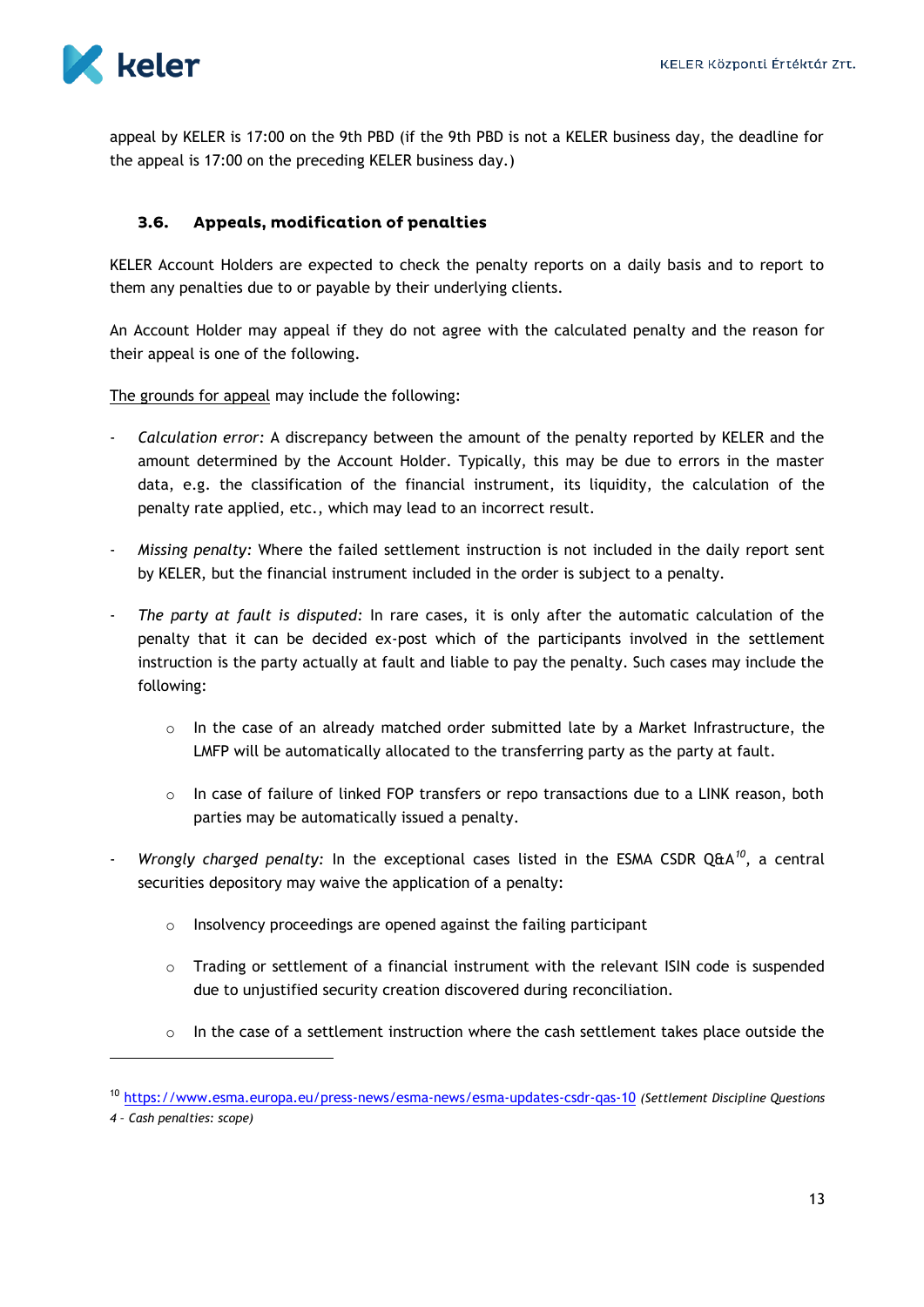appeal by KELER is 17:00 on the 9th PBD (if the 9th PBD is not a KELER business day, the deadline for the appeal is 17:00 on the preceding KELER business day.)

### 3.6. Appeals, modification of penalties

KELER Account Holders are expected to check the penalty reports on a daily basis and to report to them any penalties due to or payable by their underlying clients.

An Account Holder may appeal if they do not agree with the calculated penalty and the reason for their appeal is one of the following.

The grounds for appeal may include the following:

- *Calculation error:* A discrepancy between the amount of the penalty reported by KELER and the amount determined by the Account Holder. Typically, this may be due to errors in the master data, e.g. the classification of the financial instrument, its liquidity, the calculation of the penalty rate applied, etc., which may lead to an incorrect result.

- *Missing penalty:* Where the failed settlement instruction is not included in the daily report sent by KELER, but the financial instrument included in the order is subject to a penalty.

- *The party at fault is disputed:* In rare cases, it is only after the automatic calculation of the penalty that it can be decided ex-post which of the participants involved in the settlement instruction is the party actually at fault and liable to pay the penalty. Such cases may include the following:

    - In the case of an already matched order submitted late by a Market Infrastructure, the LMFP will be automatically allocated to the transferring party as the party at fault.

    - In case of failure of linked FOP transfers or repo transactions due to a LINK reason, both parties may be automatically issued a penalty.

- *Wrongly charged penalty:* In the exceptional cases listed in the ESMA CSDR Q&A[10], a central securities depository may waive the application of a penalty:

    - Insolvency proceedings are opened against the failing participant

    - Trading or settlement of a financial instrument with the relevant ISIN code is suspended due to unjustified security creation discovered during reconciliation.

    - In the case of a settlement instruction where the cash settlement takes place outside the

[10] https://www.esma.europa.eu/press-news/esma-news/esma-updates-csdr-qas-10 *(Settlement Discipline Questions 4 - Cash penalties: scope)*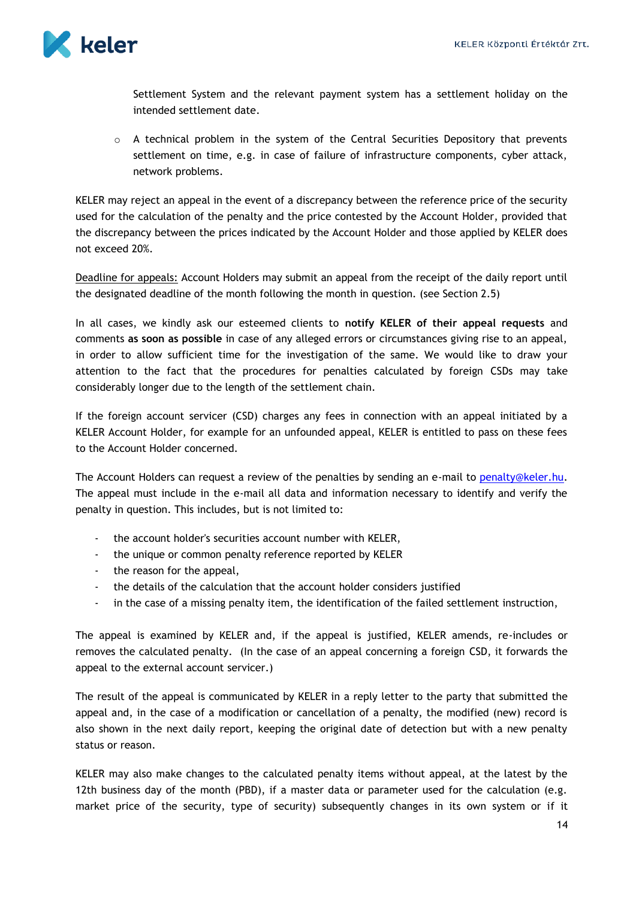Settlement System and the relevant payment system has a settlement holiday on the intended settlement date.

- A technical problem in the system of the Central Securities Depository that prevents settlement on time, e.g. in case of failure of infrastructure components, cyber attack, network problems.

KELER may reject an appeal in the event of a discrepancy between the reference price of the security used for the calculation of the penalty and the price contested by the Account Holder, provided that the discrepancy between the prices indicated by the Account Holder and those applied by KELER does not exceed 20%.

<u>Deadline for appeals:</u> Account Holders may submit an appeal from the receipt of the daily report until the designated deadline of the month following the month in question. (see Section 2.5)

In all cases, we kindly ask our esteemed clients to **notify KELER of their appeal requests** and comments **as soon as possible** in case of any alleged errors or circumstances giving rise to an appeal, in order to allow sufficient time for the investigation of the same. We would like to draw your attention to the fact that the procedures for penalties calculated by foreign CSDs may take considerably longer due to the length of the settlement chain.

If the foreign account servicer (CSD) charges any fees in connection with an appeal initiated by a KELER Account Holder, for example for an unfounded appeal, KELER is entitled to pass on these fees to the Account Holder concerned.

The Account Holders can request a review of the penalties by sending an e-mail to penalty@keler.hu. The appeal must include in the e-mail all data and information necessary to identify and verify the penalty in question. This includes, but is not limited to:

- the account holder's securities account number with KELER,
- the unique or common penalty reference reported by KELER
- the reason for the appeal,
- the details of the calculation that the account holder considers justified
- in the case of a missing penalty item, the identification of the failed settlement instruction,

The appeal is examined by KELER and, if the appeal is justified, KELER amends, re-includes or removes the calculated penalty. (In the case of an appeal concerning a foreign CSD, it forwards the appeal to the external account servicer.)

The result of the appeal is communicated by KELER in a reply letter to the party that submitted the appeal and, in the case of a modification or cancellation of a penalty, the modified (new) record is also shown in the next daily report, keeping the original date of detection but with a new penalty status or reason.

KELER may also make changes to the calculated penalty items without appeal, at the latest by the 12th business day of the month (PBD), if a master data or parameter used for the calculation (e.g. market price of the security, type of security) subsequently changes in its own system or if it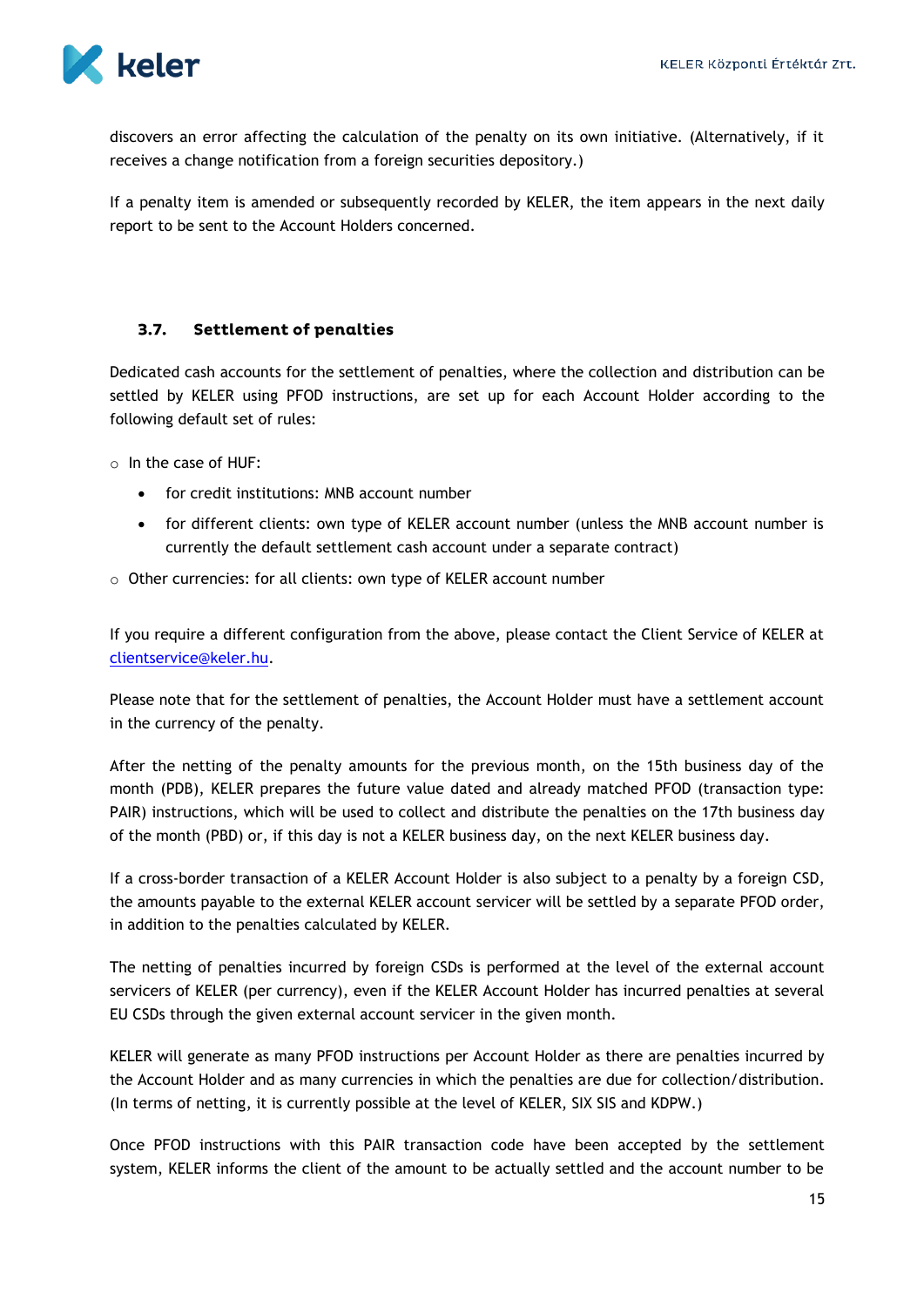discovers an error affecting the calculation of the penalty on its own initiative. (Alternatively, if it receives a change notification from a foreign securities depository.)

If a penalty item is amended or subsequently recorded by KELER, the item appears in the next daily report to be sent to the Account Holders concerned.

### 3.7. Settlement of penalties

Dedicated cash accounts for the settlement of penalties, where the collection and distribution can be settled by KELER using PFOD instructions, are set up for each Account Holder according to the following default set of rules:

- In the case of HUF:
  - for credit institutions: MNB account number
  - for different clients: own type of KELER account number (unless the MNB account number is currently the default settlement cash account under a separate contract)
- Other currencies: for all clients: own type of KELER account number

If you require a different configuration from the above, please contact the Client Service of KELER at clientservice@keler.hu.

Please note that for the settlement of penalties, the Account Holder must have a settlement account in the currency of the penalty.

After the netting of the penalty amounts for the previous month, on the 15th business day of the month (PDB), KELER prepares the future value dated and already matched PFOD (transaction type: PAIR) instructions, which will be used to collect and distribute the penalties on the 17th business day of the month (PBD) or, if this day is not a KELER business day, on the next KELER business day.

If a cross-border transaction of a KELER Account Holder is also subject to a penalty by a foreign CSD, the amounts payable to the external KELER account servicer will be settled by a separate PFOD order, in addition to the penalties calculated by KELER.

The netting of penalties incurred by foreign CSDs is performed at the level of the external account servicers of KELER (per currency), even if the KELER Account Holder has incurred penalties at several EU CSDs through the given external account servicer in the given month.

KELER will generate as many PFOD instructions per Account Holder as there are penalties incurred by the Account Holder and as many currencies in which the penalties are due for collection/distribution. (In terms of netting, it is currently possible at the level of KELER, SIX SIS and KDPW.)

Once PFOD instructions with this PAIR transaction code have been accepted by the settlement system, KELER informs the client of the amount to be actually settled and the account number to be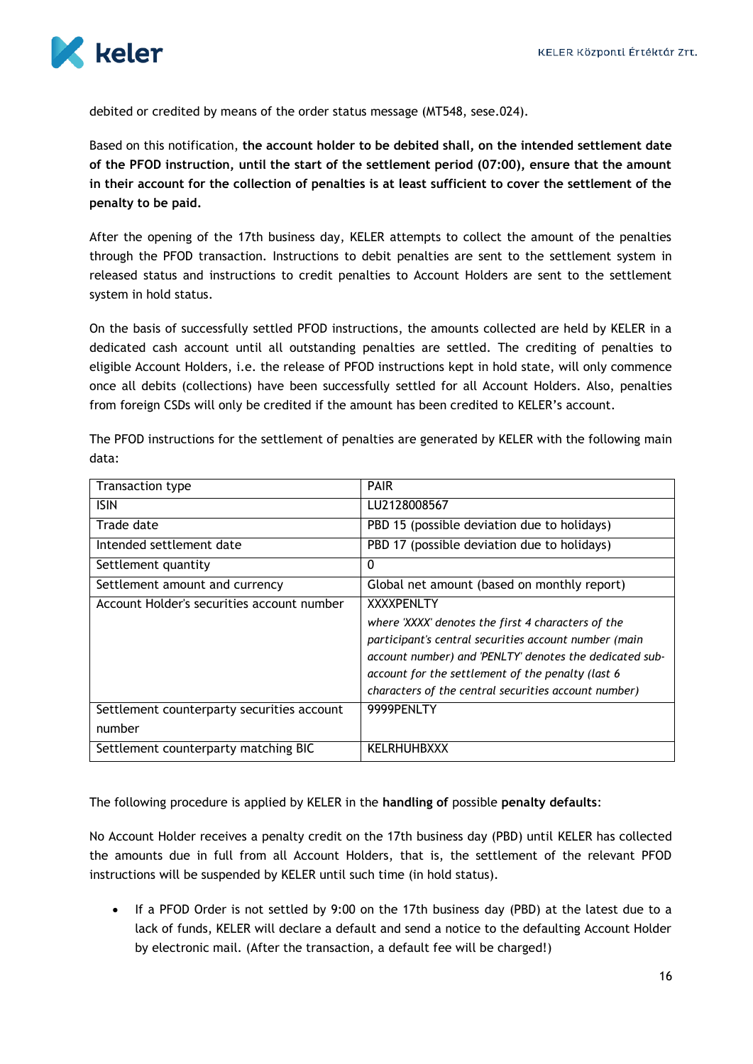debited or credited by means of the order status message (MT548, sese.024).

Based on this notification, **the account holder to be debited shall, on the intended settlement date of the PFOD instruction, until the start of the settlement period (07:00), ensure that the amount in their account for the collection of penalties is at least sufficient to cover the settlement of the penalty to be paid.**

After the opening of the 17th business day, KELER attempts to collect the amount of the penalties through the PFOD transaction. Instructions to debit penalties are sent to the settlement system in released status and instructions to credit penalties to Account Holders are sent to the settlement system in hold status.

On the basis of successfully settled PFOD instructions, the amounts collected are held by KELER in a dedicated cash account until all outstanding penalties are settled. The crediting of penalties to eligible Account Holders, i.e. the release of PFOD instructions kept in hold state, will only commence once all debits (collections) have been successfully settled for all Account Holders. Also, penalties from foreign CSDs will only be credited if the amount has been credited to KELER's account.

The PFOD instructions for the settlement of penalties are generated by KELER with the following main data:

| Transaction type | PAIR |
|---|---|
| ISIN | LU2128008567 |
| Trade date | PBD 15 (possible deviation due to holidays) |
| Intended settlement date | PBD 17 (possible deviation due to holidays) |
| Settlement quantity | 0 |
| Settlement amount and currency | Global net amount (based on monthly report) |
| Account Holder's securities account number | XXXXPENLTY<br>*where 'XXXX' denotes the first 4 characters of the participant's central securities account number (main account number) and 'PENLTY' denotes the dedicated sub-account for the settlement of the penalty (last 6 characters of the central securities account number)* |
| Settlement counterparty securities account number | 9999PENLTY |
| Settlement counterparty matching BIC | KELRHUHBXXX |

The following procedure is applied by KELER in the **handling of** possible **penalty defaults**:

No Account Holder receives a penalty credit on the 17th business day (PBD) until KELER has collected the amounts due in full from all Account Holders, that is, the settlement of the relevant PFOD instructions will be suspended by KELER until such time (in hold status).

- If a PFOD Order is not settled by 9:00 on the 17th business day (PBD) at the latest due to a lack of funds, KELER will declare a default and send a notice to the defaulting Account Holder by electronic mail. (After the transaction, a default fee will be charged!)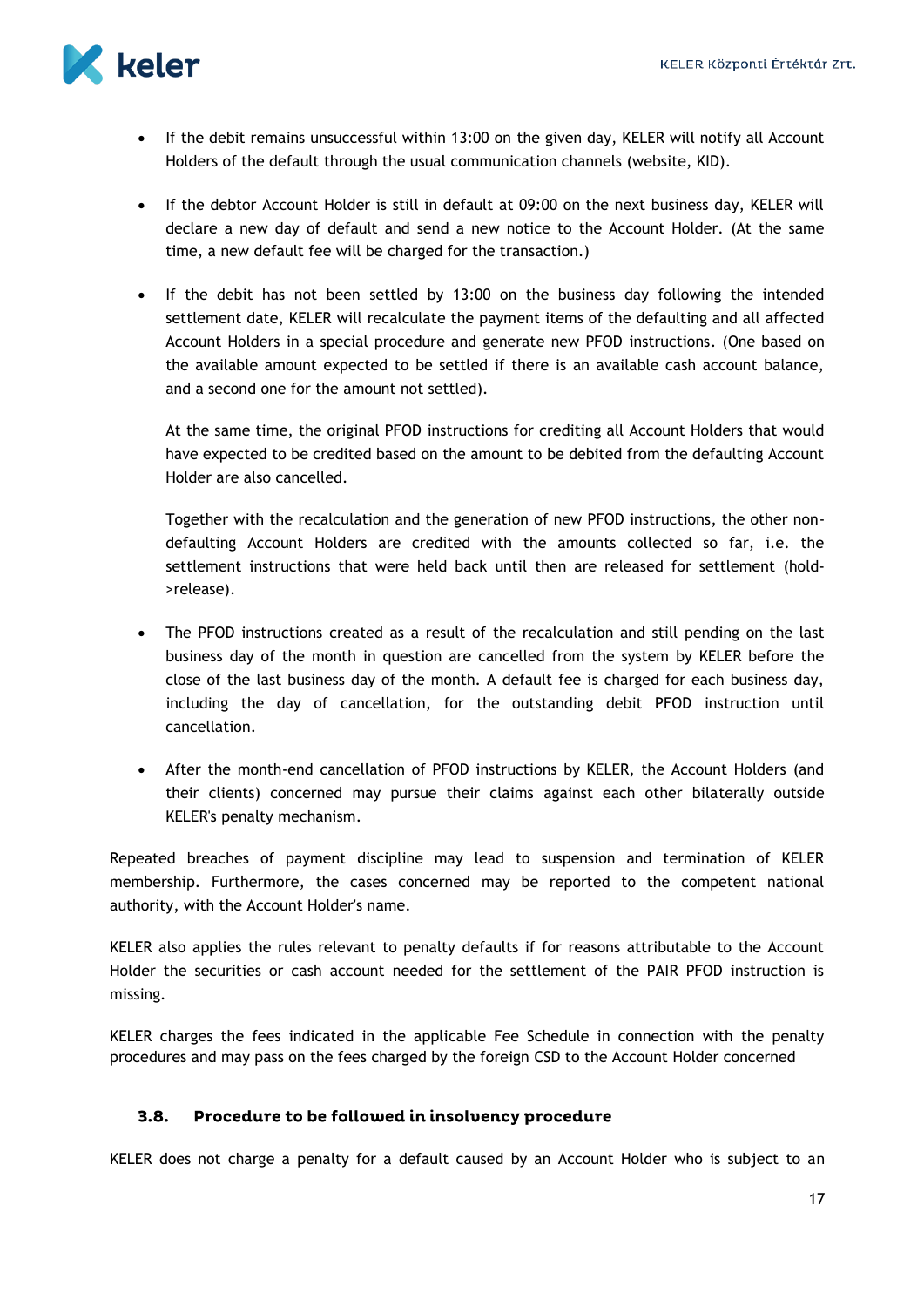- If the debit remains unsuccessful within 13:00 on the given day, KELER will notify all Account Holders of the default through the usual communication channels (website, KID).

- If the debtor Account Holder is still in default at 09:00 on the next business day, KELER will declare a new day of default and send a new notice to the Account Holder. (At the same time, a new default fee will be charged for the transaction.)

- If the debit has not been settled by 13:00 on the business day following the intended settlement date, KELER will recalculate the payment items of the defaulting and all affected Account Holders in a special procedure and generate new PFOD instructions. (One based on the available amount expected to be settled if there is an available cash account balance, and a second one for the amount not settled).

  At the same time, the original PFOD instructions for crediting all Account Holders that would have expected to be credited based on the amount to be debited from the defaulting Account Holder are also cancelled.

  Together with the recalculation and the generation of new PFOD instructions, the other non-defaulting Account Holders are credited with the amounts collected so far, i.e. the settlement instructions that were held back until then are released for settlement (hold->release).

- The PFOD instructions created as a result of the recalculation and still pending on the last business day of the month in question are cancelled from the system by KELER before the close of the last business day of the month. A default fee is charged for each business day, including the day of cancellation, for the outstanding debit PFOD instruction until cancellation.

- After the month-end cancellation of PFOD instructions by KELER, the Account Holders (and their clients) concerned may pursue their claims against each other bilaterally outside KELER's penalty mechanism.

Repeated breaches of payment discipline may lead to suspension and termination of KELER membership. Furthermore, the cases concerned may be reported to the competent national authority, with the Account Holder's name.

KELER also applies the rules relevant to penalty defaults if for reasons attributable to the Account Holder the securities or cash account needed for the settlement of the PAIR PFOD instruction is missing.

KELER charges the fees indicated in the applicable Fee Schedule in connection with the penalty procedures and may pass on the fees charged by the foreign CSD to the Account Holder concerned

### 3.8. Procedure to be followed in insolvency procedure

KELER does not charge a penalty for a default caused by an Account Holder who is subject to an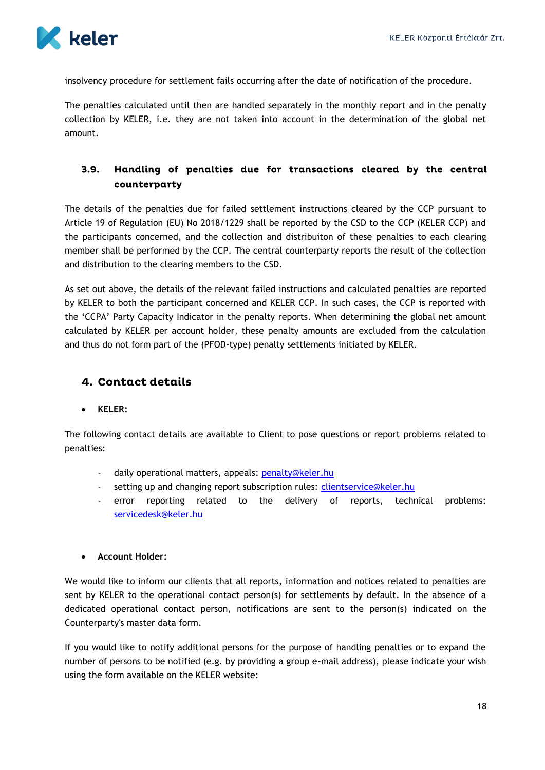insolvency procedure for settlement fails occurring after the date of notification of the procedure.

The penalties calculated until then are handled separately in the monthly report and in the penalty collection by KELER, i.e. they are not taken into account in the determination of the global net amount.

### 3.9. Handling of penalties due for transactions cleared by the central counterparty

The details of the penalties due for failed settlement instructions cleared by the CCP pursuant to Article 19 of Regulation (EU) No 2018/1229 shall be reported by the CSD to the CCP (KELER CCP) and the participants concerned, and the collection and distribuiton of these penalties to each clearing member shall be performed by the CCP. The central counterparty reports the result of the collection and distribution to the clearing members to the CSD.

As set out above, the details of the relevant failed instructions and calculated penalties are reported by KELER to both the participant concerned and KELER CCP. In such cases, the CCP is reported with the 'CCPA' Party Capacity Indicator in the penalty reports. When determining the global net amount calculated by KELER per account holder, these penalty amounts are excluded from the calculation and thus do not form part of the (PFOD-type) penalty settlements initiated by KELER.

## 4. Contact details

- **KELER:**

The following contact details are available to Client to pose questions or report problems related to penalties:

- daily operational matters, appeals: penalty@keler.hu
- setting up and changing report subscription rules: clientservice@keler.hu
- error reporting related to the delivery of reports, technical problems: servicedesk@keler.hu

- **Account Holder:**

We would like to inform our clients that all reports, information and notices related to penalties are sent by KELER to the operational contact person(s) for settlements by default. In the absence of a dedicated operational contact person, notifications are sent to the person(s) indicated on the Counterparty's master data form.

If you would like to notify additional persons for the purpose of handling penalties or to expand the number of persons to be notified (e.g. by providing a group e-mail address), please indicate your wish using the form available on the KELER website: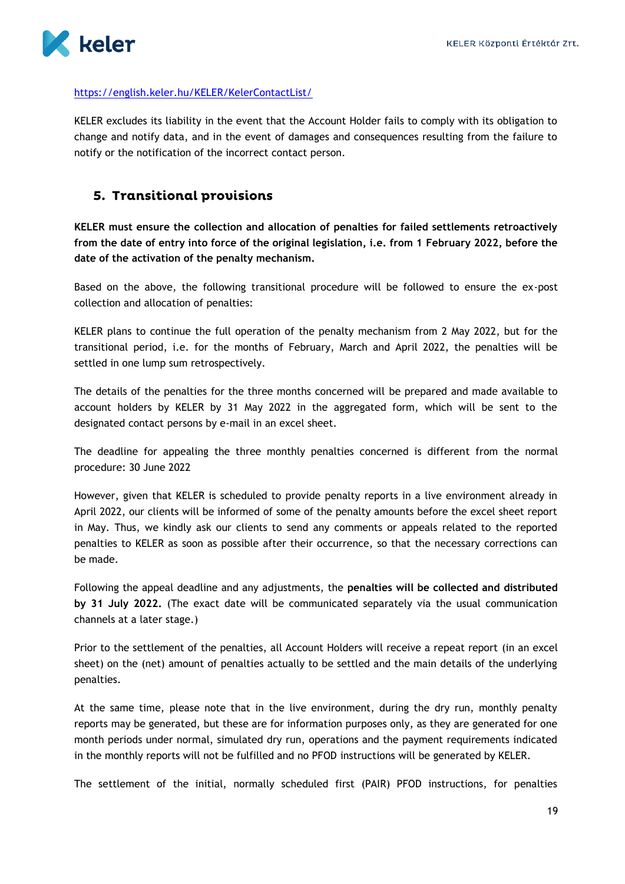https://english.keler.hu/KELER/KelerContactList/

KELER excludes its liability in the event that the Account Holder fails to comply with its obligation to change and notify data, and in the event of damages and consequences resulting from the failure to notify or the notification of the incorrect contact person.

## 5. Transitional provisions

**KELER must ensure the collection and allocation of penalties for failed settlements retroactively from the date of entry into force of the original legislation, i.e. from 1 February 2022, before the date of the activation of the penalty mechanism.**

Based on the above, the following transitional procedure will be followed to ensure the ex-post collection and allocation of penalties:

KELER plans to continue the full operation of the penalty mechanism from 2 May 2022, but for the transitional period, i.e. for the months of February, March and April 2022, the penalties will be settled in one lump sum retrospectively.

The details of the penalties for the three months concerned will be prepared and made available to account holders by KELER by 31 May 2022 in the aggregated form, which will be sent to the designated contact persons by e-mail in an excel sheet.

The deadline for appealing the three monthly penalties concerned is different from the normal procedure: 30 June 2022

However, given that KELER is scheduled to provide penalty reports in a live environment already in April 2022, our clients will be informed of some of the penalty amounts before the excel sheet report in May. Thus, we kindly ask our clients to send any comments or appeals related to the reported penalties to KELER as soon as possible after their occurrence, so that the necessary corrections can be made.

Following the appeal deadline and any adjustments, the **penalties will be collected and distributed by 31 July 2022.** (The exact date will be communicated separately via the usual communication channels at a later stage.)

Prior to the settlement of the penalties, all Account Holders will receive a repeat report (in an excel sheet) on the (net) amount of penalties actually to be settled and the main details of the underlying penalties.

At the same time, please note that in the live environment, during the dry run, monthly penalty reports may be generated, but these are for information purposes only, as they are generated for one month periods under normal, simulated dry run, operations and the payment requirements indicated in the monthly reports will not be fulfilled and no PFOD instructions will be generated by KELER.

The settlement of the initial, normally scheduled first (PAIR) PFOD instructions, for penalties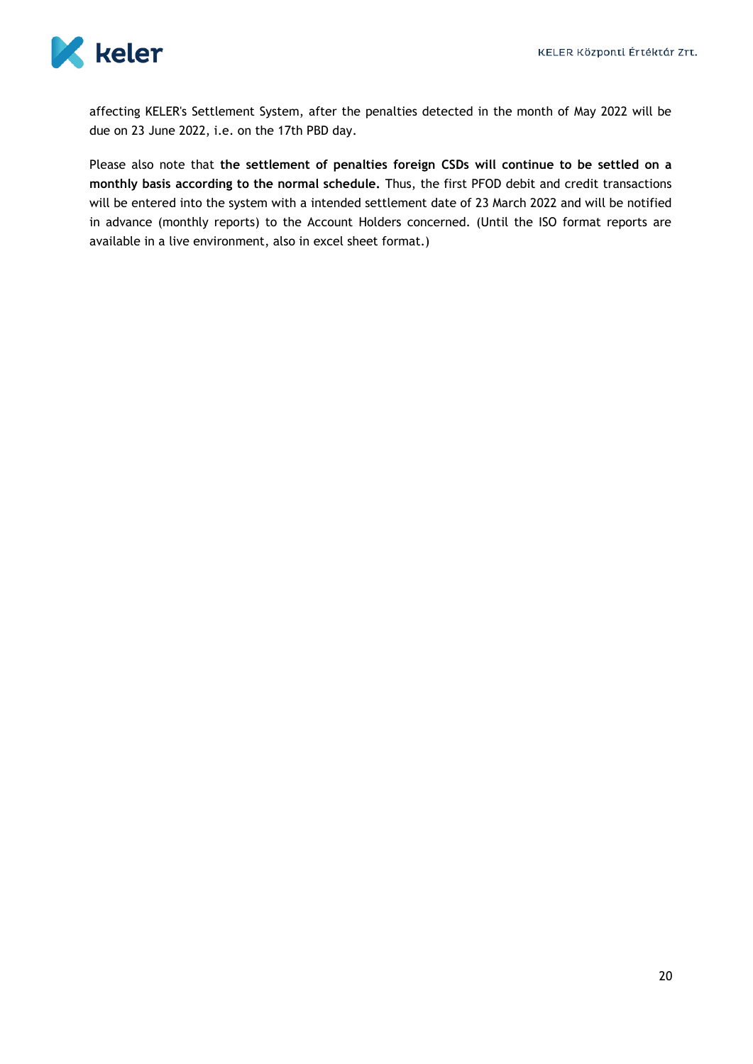affecting KELER's Settlement System, after the penalties detected in the month of May 2022 will be due on 23 June 2022, i.e. on the 17th PBD day.

Please also note that **the settlement of penalties foreign CSDs will continue to be settled on a monthly basis according to the normal schedule.** Thus, the first PFOD debit and credit transactions will be entered into the system with a intended settlement date of 23 March 2022 and will be notified in advance (monthly reports) to the Account Holders concerned. (Until the ISO format reports are available in a live environment, also in excel sheet format.)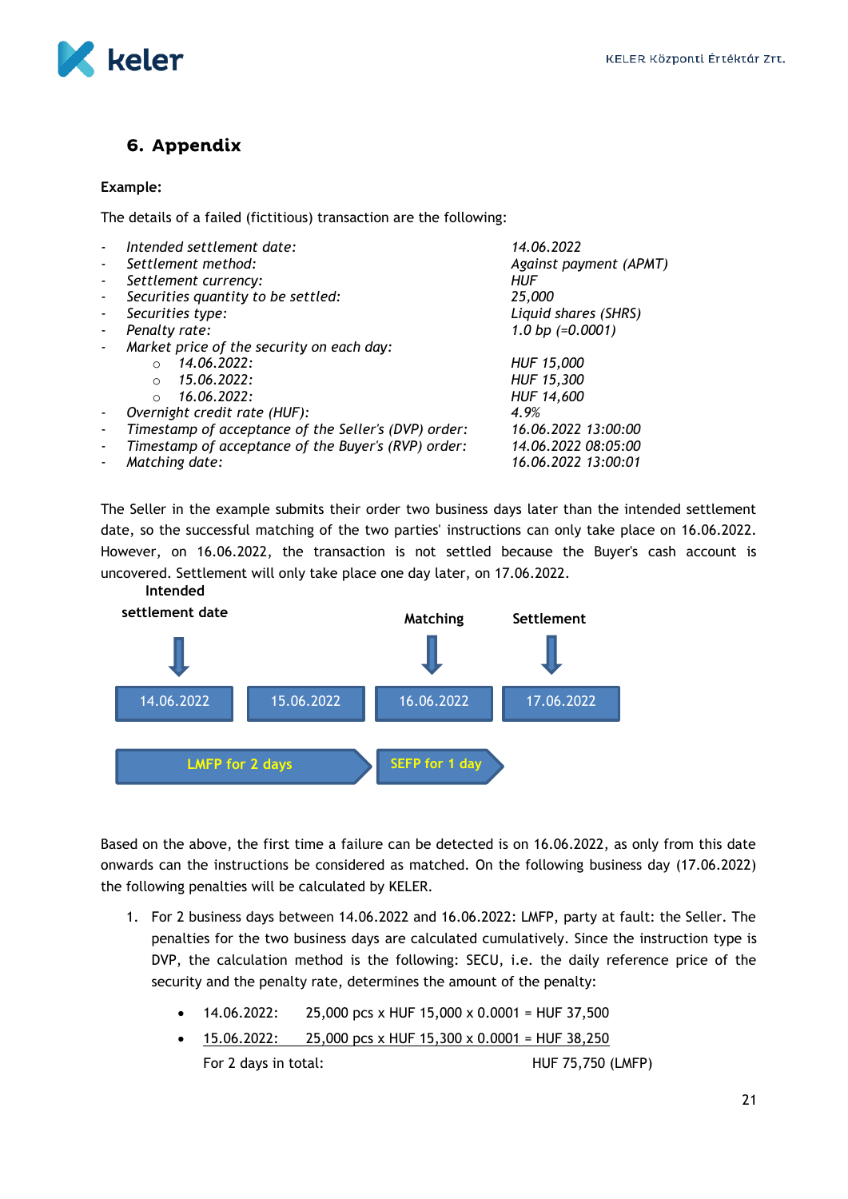## 6. Appendix

**Example:**

The details of a failed (fictitious) transaction are the following:

- *Intended settlement date:* *14.06.2022*
- *Settlement method:* *Against payment (APMT)*
- *Settlement currency:* *HUF*
- *Securities quantity to be settled:* *25,000*
- *Securities type:* *Liquid shares (SHRS)*
- *Penalty rate:* *1.0 bp (=0.0001)*
- *Market price of the security on each day:*
  - *14.06.2022:* *HUF 15,000*
  - *15.06.2022:* *HUF 15,300*
  - *16.06.2022:* *HUF 14,600*
- *Overnight credit rate (HUF):* *4.9%*
- *Timestamp of acceptance of the Seller's (DVP) order:* *16.06.2022 13:00:00*
- *Timestamp of acceptance of the Buyer's (RVP) order:* *14.06.2022 08:05:00*
- *Matching date:* *16.06.2022 13:00:01*

The Seller in the example submits their order two business days later than the intended settlement date, so the successful matching of the two parties' instructions can only take place on 16.06.2022. However, on 16.06.2022, the transaction is not settled because the Buyer's cash account is uncovered. Settlement will only take place one day later, on 17.06.2022.

**Intended settlement date** → 14.06.2022 | 15.06.2022 | **Matching** → 16.06.2022 | **Settlement** → 17.06.2022

LMFP for 2 days (14.06.2022 – 15.06.2022) | SEFP for 1 day (16.06.2022)

Based on the above, the first time a failure can be detected is on 16.06.2022, as only from this date onwards can the instructions be considered as matched. On the following business day (17.06.2022) the following penalties will be calculated by KELER.

1. For 2 business days between 14.06.2022 and 16.06.2022: LMFP, party at fault: the Seller. The penalties for the two business days are calculated cumulatively. Since the instruction type is DVP, the calculation method is the following: SECU, i.e. the daily reference price of the security and the penalty rate, determines the amount of the penalty:

   - 14.06.2022: 25,000 pcs x HUF 15,000 x 0.0001 = HUF 37,500
   - 15.06.2022: 25,000 pcs x HUF 15,300 x 0.0001 = HUF 38,250

   For 2 days in total: HUF 75,750 (LMFP)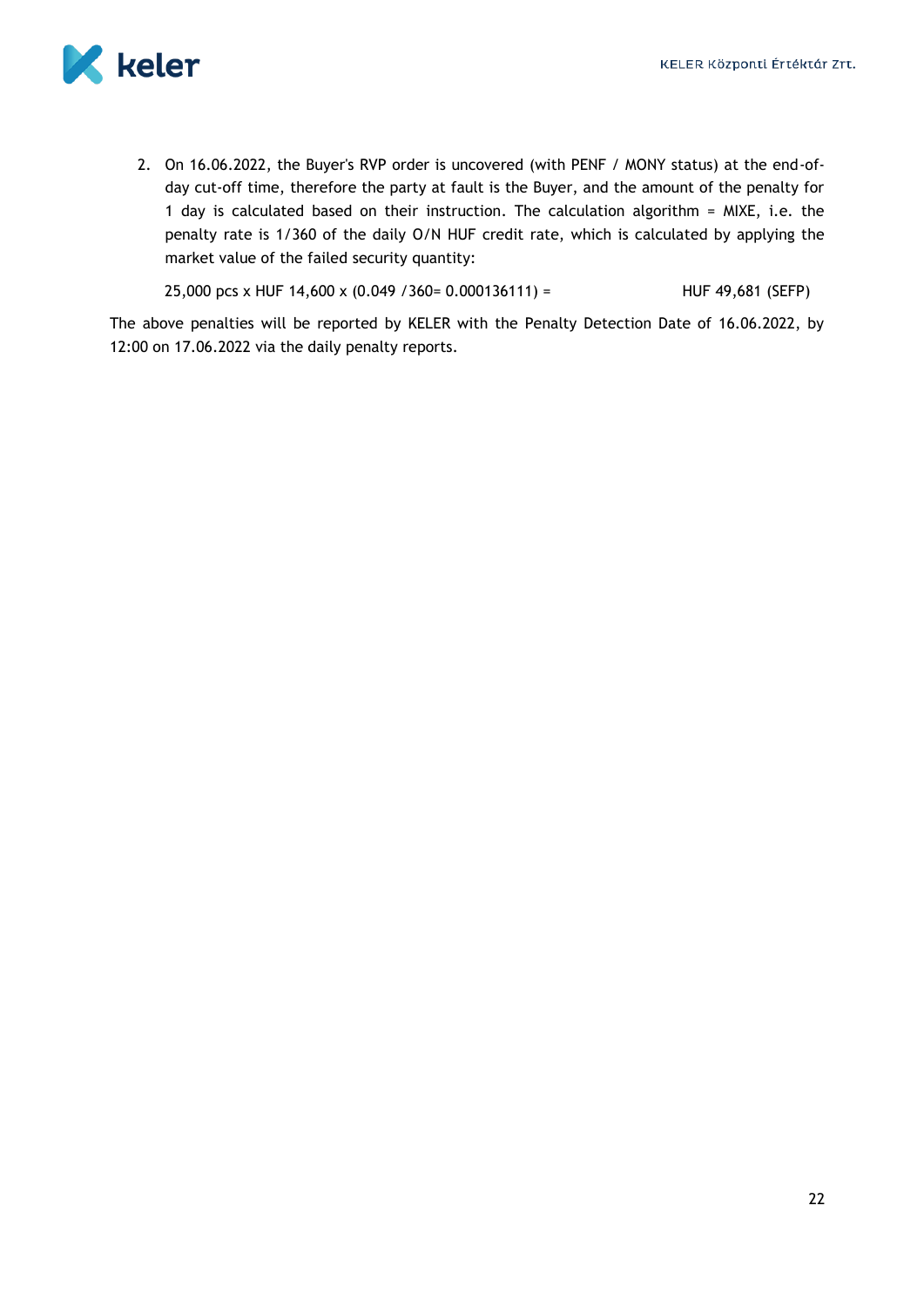2. On 16.06.2022, the Buyer's RVP order is uncovered (with PENF / MONY status) at the end-of-day cut-off time, therefore the party at fault is the Buyer, and the amount of the penalty for 1 day is calculated based on their instruction. The calculation algorithm = MIXE, i.e. the penalty rate is 1/360 of the daily O/N HUF credit rate, which is calculated by applying the market value of the failed security quantity:

   25,000 pcs x HUF 14,600 x (0.049 /360= 0.000136111) = HUF 49,681 (SEFP)

The above penalties will be reported by KELER with the Penalty Detection Date of 16.06.2022, by 12:00 on 17.06.2022 via the daily penalty reports.